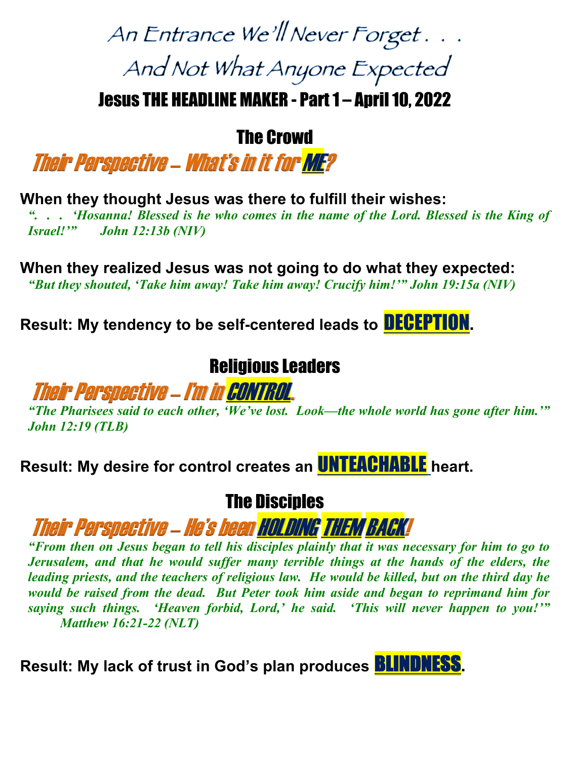# An Entrance We'll Never Forget . . .
# And Not What Anyone Expected

## Jesus THE HEADLINE MAKER - Part 1 – April 10, 2022

## The Crowd

### *Their Perspective – What's in it for ME?*

**When they thought Jesus was there to fulfill their wishes:**

*". . . 'Hosanna! Blessed is he who comes in the name of the Lord. Blessed is the King of Israel!'" John 12:13b (NIV)*

**When they realized Jesus was not going to do what they expected:**

*"But they shouted, 'Take him away! Take him away! Crucify him!'" John 19:15a (NIV)*

**Result: My tendency to be self-centered leads to DECEPTION.**

## Religious Leaders

### *Their Perspective – I'm in CONTROL.*

*"The Pharisees said to each other, 'We've lost. Look—the whole world has gone after him.'" John 12:19 (TLB)*

**Result: My desire for control creates an UNTEACHABLE heart.**

## The Disciples

### *Their Perspective – He's been HOLDING THEM BACK!*

*"From then on Jesus began to tell his disciples plainly that it was necessary for him to go to Jerusalem, and that he would suffer many terrible things at the hands of the elders, the leading priests, and the teachers of religious law. He would be killed, but on the third day he would be raised from the dead. But Peter took him aside and began to reprimand him for saying such things. 'Heaven forbid, Lord,' he said. 'This will never happen to you!'" Matthew 16:21-22 (NLT)*

**Result: My lack of trust in God's plan produces BLINDNESS.**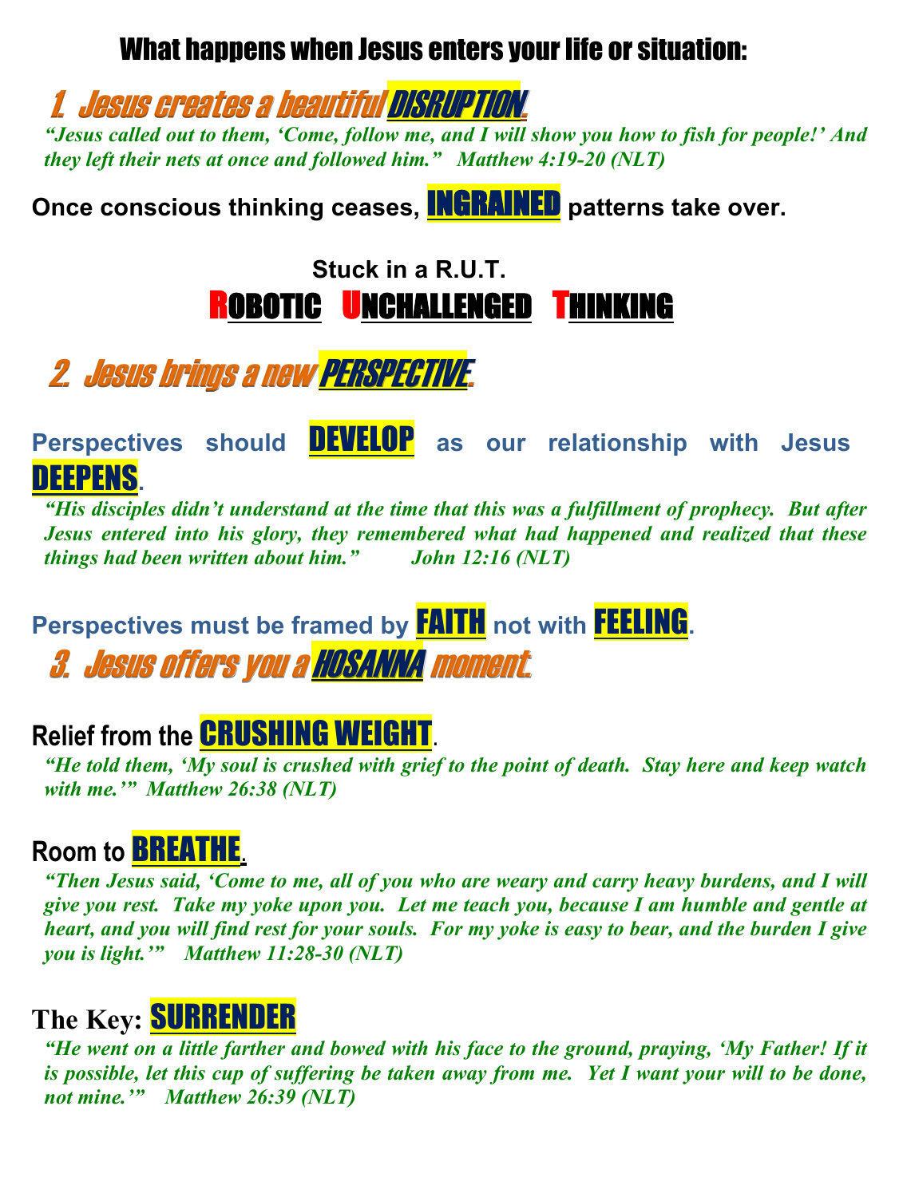# What happens when Jesus enters your life or situation:

## 1. Jesus creates a beautiful DISRUPTION.

*"Jesus called out to them, 'Come, follow me, and I will show you how to fish for people!' And they left their nets at once and followed him." Matthew 4:19-20 (NLT)*

**Once conscious thinking ceases, INGRAINED patterns take over.**

**Stuck in a R.U.T.**

**ROBOTIC UNCHALLENGED THINKING**

## 2. Jesus brings a new PERSPECTIVE.

**Perspectives should DEVELOP as our relationship with Jesus DEEPENS.**

*"His disciples didn't understand at the time that this was a fulfillment of prophecy. But after Jesus entered into his glory, they remembered what had happened and realized that these things had been written about him." John 12:16 (NLT)*

**Perspectives must be framed by FAITH not with FEELING.**

## 3. Jesus offers you a HOSANNA moment.

**Relief from the CRUSHING WEIGHT.**

*"He told them, 'My soul is crushed with grief to the point of death. Stay here and keep watch with me.'" Matthew 26:38 (NLT)*

**Room to BREATHE.**

*"Then Jesus said, 'Come to me, all of you who are weary and carry heavy burdens, and I will give you rest. Take my yoke upon you. Let me teach you, because I am humble and gentle at heart, and you will find rest for your souls. For my yoke is easy to bear, and the burden I give you is light.'" Matthew 11:28-30 (NLT)*

**The Key: SURRENDER**

*"He went on a little farther and bowed with his face to the ground, praying, 'My Father! If it is possible, let this cup of suffering be taken away from me. Yet I want your will to be done, not mine.'" Matthew 26:39 (NLT)*